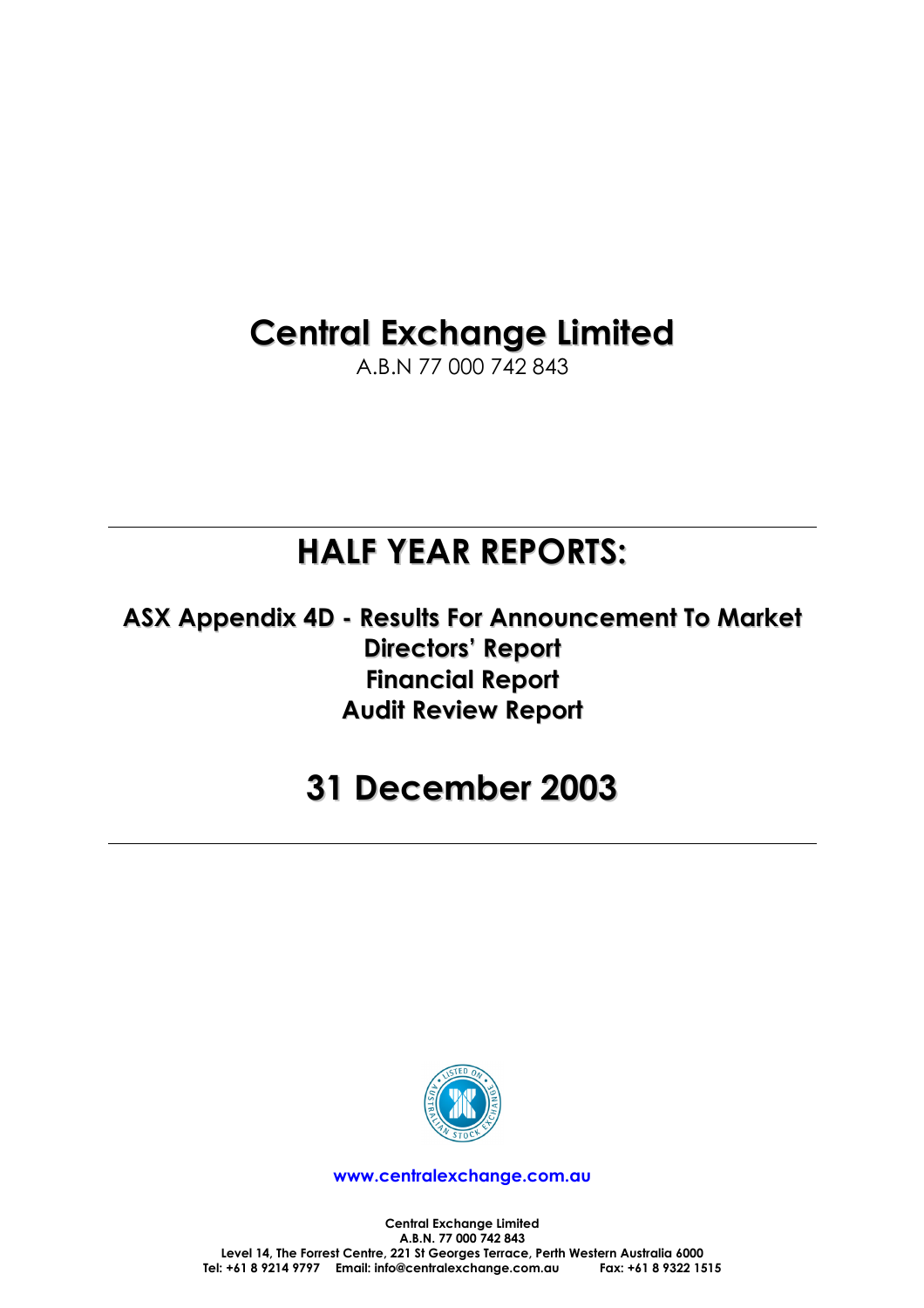# Central Exchange Limited

A.B.N 77 000 742 843

---

# HALF YEAR REPORTS:

## ASX Appendix 4D - Results For Announcement To Market
## Directors' Report
## Financial Report
## Audit Review Report

# 31 December 2003

---

www.centralexchange.com.au

**Central Exchange Limited**
**A.B.N. 77 000 742 843**
**Level 14, The Forrest Centre, 221 St Georges Terrace, Perth Western Australia 6000**
**Tel: +61 8 9214 9797 Email: info@centralexchange.com.au Fax: +61 8 9322 1515**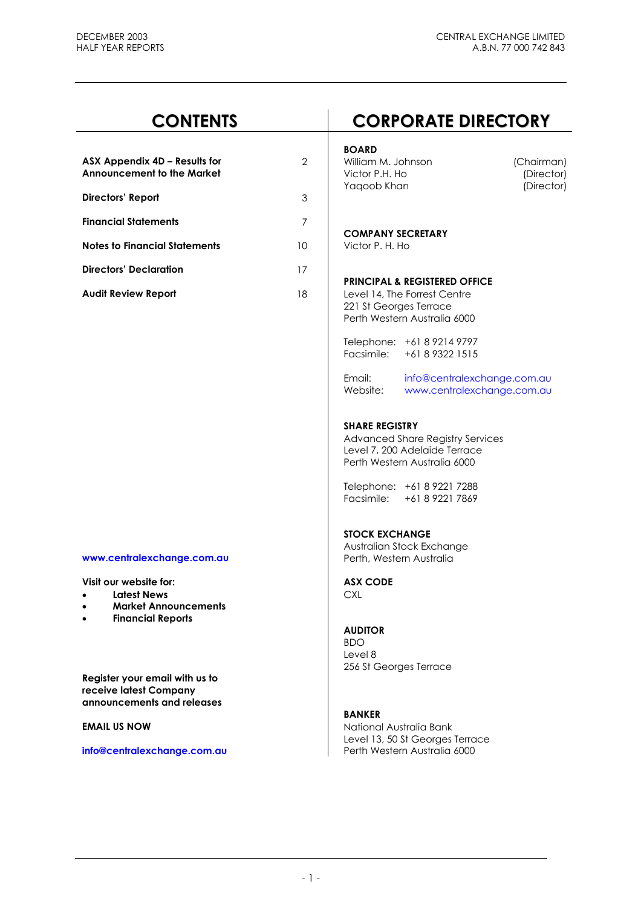## CONTENTS

| | |
|---|---|
| **ASX Appendix 4D – Results for Announcement to the Market** | 2 |
| **Directors' Report** | 3 |
| **Financial Statements** | 7 |
| **Notes to Financial Statements** | 10 |
| **Directors' Declaration** | 17 |
| **Audit Review Report** | 18 |

**www.centralexchange.com.au**

**Visit our website for:**

- **Latest News**
- **Market Announcements**
- **Financial Reports**

**Register your email with us to receive latest Company announcements and releases**

**EMAIL US NOW**

**info@centralexchange.com.au**

## CORPORATE DIRECTORY

**BOARD**

| | |
|---|---|
| William M. Johnson | (Chairman) |
| Victor P.H. Ho | (Director) |
| Yaqoob Khan | (Director) |

**COMPANY SECRETARY**
Victor P. H. Ho

**PRINCIPAL & REGISTERED OFFICE**
Level 14, The Forrest Centre
221 St Georges Terrace
Perth Western Australia 6000

Telephone: +61 8 9214 9797
Facsimile: +61 8 9322 1515

Email: info@centralexchange.com.au
Website: www.centralexchange.com.au

**SHARE REGISTRY**
Advanced Share Registry Services
Level 7, 200 Adelaide Terrace
Perth Western Australia 6000

Telephone: +61 8 9221 7288
Facsimile: +61 8 9221 7869

**STOCK EXCHANGE**
Australian Stock Exchange
Perth, Western Australia

**ASX CODE**
CXL

**AUDITOR**
BDO
Level 8
256 St Georges Terrace

**BANKER**
National Australia Bank
Level 13, 50 St Georges Terrace
Perth Western Australia 6000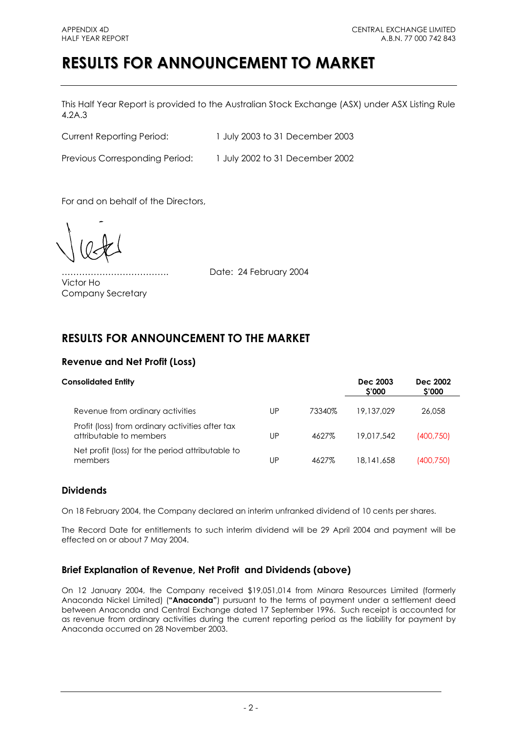# RESULTS FOR ANNOUNCEMENT TO MARKET

This Half Year Report is provided to the Australian Stock Exchange (ASX) under ASX Listing Rule 4.2A.3

Current Reporting Period: 1 July 2003 to 31 December 2003

Previous Corresponding Period: 1 July 2002 to 31 December 2002

For and on behalf of the Directors,

……………………………….  Date: 24 February 2004

Victor Ho
Company Secretary

## RESULTS FOR ANNOUNCEMENT TO THE MARKET

### Revenue and Net Profit (Loss)

| Consolidated Entity | | | Dec 2003 $'000 | Dec 2002 $'000 |
|---|---|---|---|---|
| Revenue from ordinary activities | UP | 73340% | 19,137,029 | 26,058 |
| Profit (loss) from ordinary activities after tax attributable to members | UP | 4627% | 19,017,542 | (400,750) |
| Net profit (loss) for the period attributable to members | UP | 4627% | 18,141,658 | (400,750) |

### Dividends

On 18 February 2004, the Company declared an interim unfranked dividend of 10 cents per shares.

The Record Date for entitlements to such interim dividend will be 29 April 2004 and payment will be effected on or about 7 May 2004.

### Brief Explanation of Revenue, Net Profit and Dividends (above)

On 12 January 2004, the Company received $19,051,014 from Minara Resources Limited (formerly Anaconda Nickel Limited) (**"Anaconda"**) pursuant to the terms of payment under a settlement deed between Anaconda and Central Exchange dated 17 September 1996. Such receipt is accounted for as revenue from ordinary activities during the current reporting period as the liability for payment by Anaconda occurred on 28 November 2003.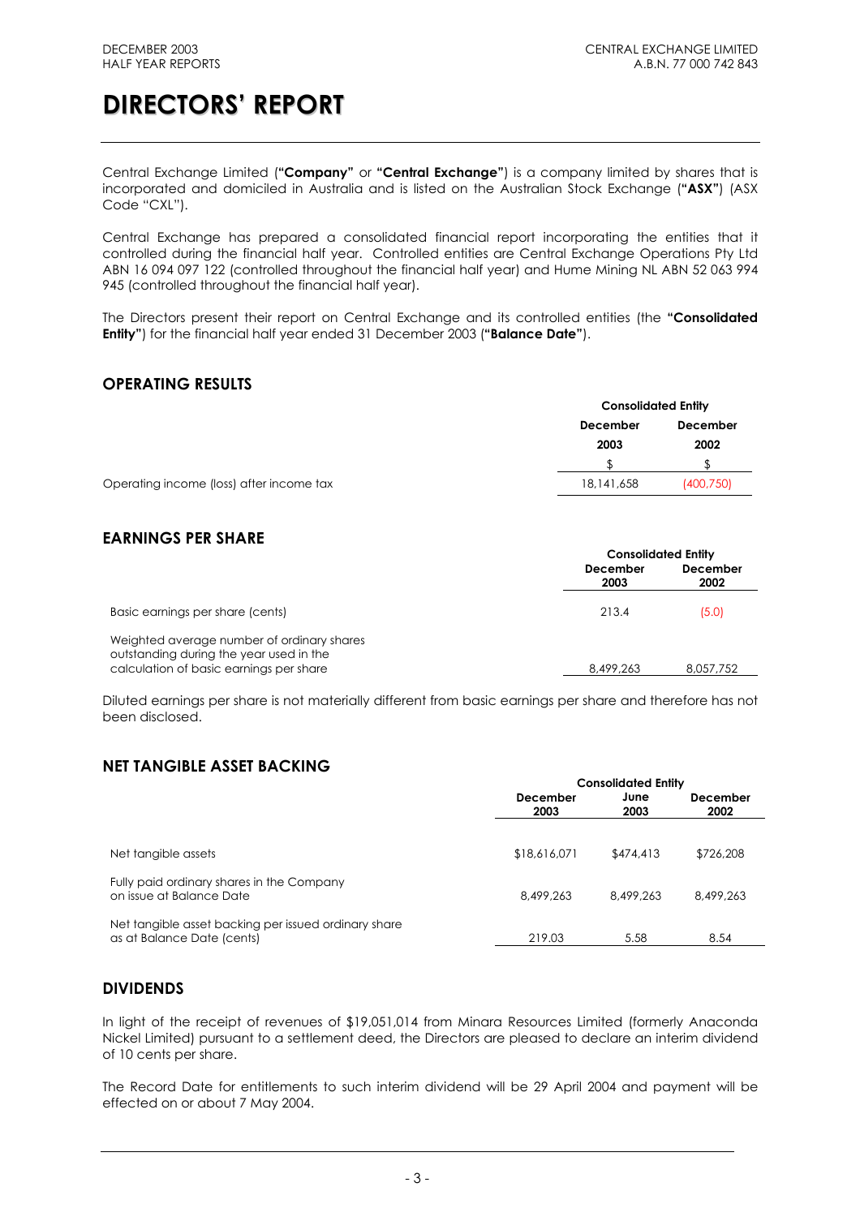# DIRECTORS' REPORT

Central Exchange Limited (**"Company"** or **"Central Exchange"**) is a company limited by shares that is incorporated and domiciled in Australia and is listed on the Australian Stock Exchange (**"ASX"**) (ASX Code "CXL").

Central Exchange has prepared a consolidated financial report incorporating the entities that it controlled during the financial half year. Controlled entities are Central Exchange Operations Pty Ltd ABN 16 094 097 122 (controlled throughout the financial half year) and Hume Mining NL ABN 52 063 994 945 (controlled throughout the financial half year).

The Directors present their report on Central Exchange and its controlled entities (the **"Consolidated Entity"**) for the financial half year ended 31 December 2003 (**"Balance Date"**).

## OPERATING RESULTS

| | Consolidated Entity | |
|---|---|---|
| | December 2003 | December 2002 |
| | $ | $ |
| Operating income (loss) after income tax | 18,141,658 | (400,750) |

## EARNINGS PER SHARE

| | Consolidated Entity | |
|---|---|---|
| | December 2003 | December 2002 |
| Basic earnings per share (cents) | 213.4 | (5.0) |
| Weighted average number of ordinary shares outstanding during the year used in the calculation of basic earnings per share | 8,499,263 | 8,057,752 |

Diluted earnings per share is not materially different from basic earnings per share and therefore has not been disclosed.

## NET TANGIBLE ASSET BACKING

| | Consolidated Entity | | |
|---|---|---|---|
| | December 2003 | June 2003 | December 2002 |
| Net tangible assets | $18,616,071 | $474,413 | $726,208 |
| Fully paid ordinary shares in the Company on issue at Balance Date | 8,499,263 | 8,499,263 | 8,499,263 |
| Net tangible asset backing per issued ordinary share as at Balance Date (cents) | 219.03 | 5.58 | 8.54 |

## DIVIDENDS

In light of the receipt of revenues of $19,051,014 from Minara Resources Limited (formerly Anaconda Nickel Limited) pursuant to a settlement deed, the Directors are pleased to declare an interim dividend of 10 cents per share.

The Record Date for entitlements to such interim dividend will be 29 April 2004 and payment will be effected on or about 7 May 2004.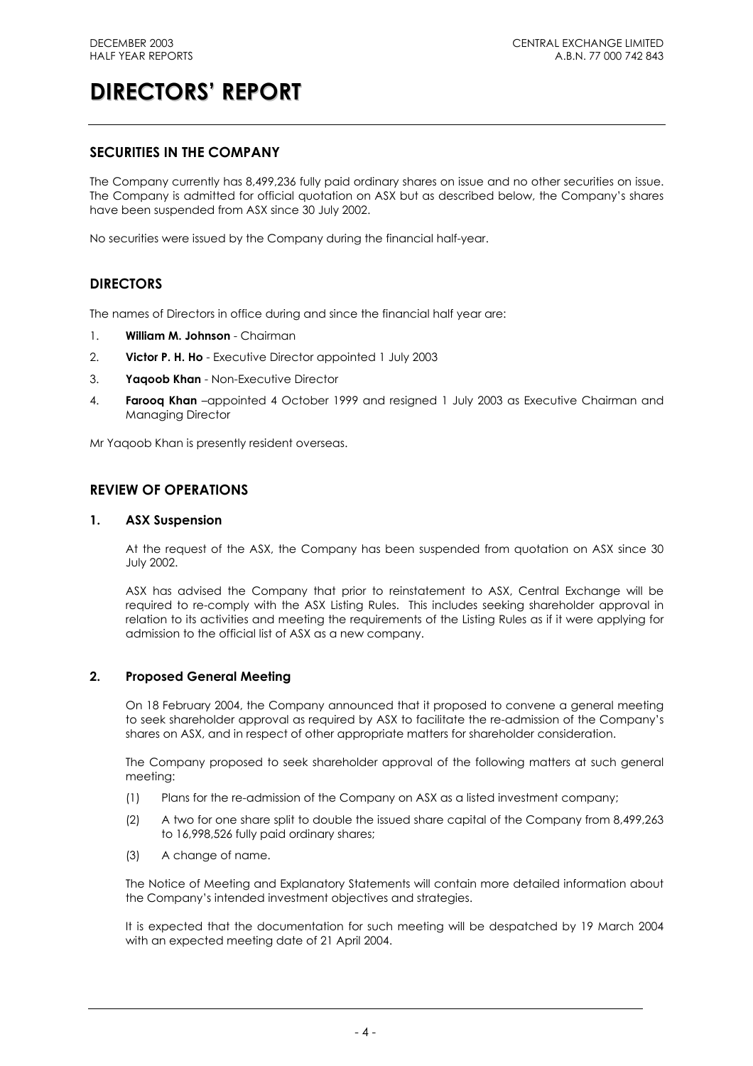# DIRECTORS' REPORT

## SECURITIES IN THE COMPANY

The Company currently has 8,499,236 fully paid ordinary shares on issue and no other securities on issue. The Company is admitted for official quotation on ASX but as described below, the Company's shares have been suspended from ASX since 30 July 2002.

No securities were issued by the Company during the financial half-year.

## DIRECTORS

The names of Directors in office during and since the financial half year are:

1. **William M. Johnson** - Chairman
2. **Victor P. H. Ho** - Executive Director appointed 1 July 2003
3. **Yaqoob Khan** - Non-Executive Director
4. **Farooq Khan** –appointed 4 October 1999 and resigned 1 July 2003 as Executive Chairman and Managing Director

Mr Yaqoob Khan is presently resident overseas.

## REVIEW OF OPERATIONS

### 1. ASX Suspension

At the request of the ASX, the Company has been suspended from quotation on ASX since 30 July 2002.

ASX has advised the Company that prior to reinstatement to ASX, Central Exchange will be required to re-comply with the ASX Listing Rules. This includes seeking shareholder approval in relation to its activities and meeting the requirements of the Listing Rules as if it were applying for admission to the official list of ASX as a new company.

### 2. Proposed General Meeting

On 18 February 2004, the Company announced that it proposed to convene a general meeting to seek shareholder approval as required by ASX to facilitate the re-admission of the Company's shares on ASX, and in respect of other appropriate matters for shareholder consideration.

The Company proposed to seek shareholder approval of the following matters at such general meeting:

(1) Plans for the re-admission of the Company on ASX as a listed investment company;

(2) A two for one share split to double the issued share capital of the Company from 8,499,263 to 16,998,526 fully paid ordinary shares;

(3) A change of name.

The Notice of Meeting and Explanatory Statements will contain more detailed information about the Company's intended investment objectives and strategies.

It is expected that the documentation for such meeting will be despatched by 19 March 2004 with an expected meeting date of 21 April 2004.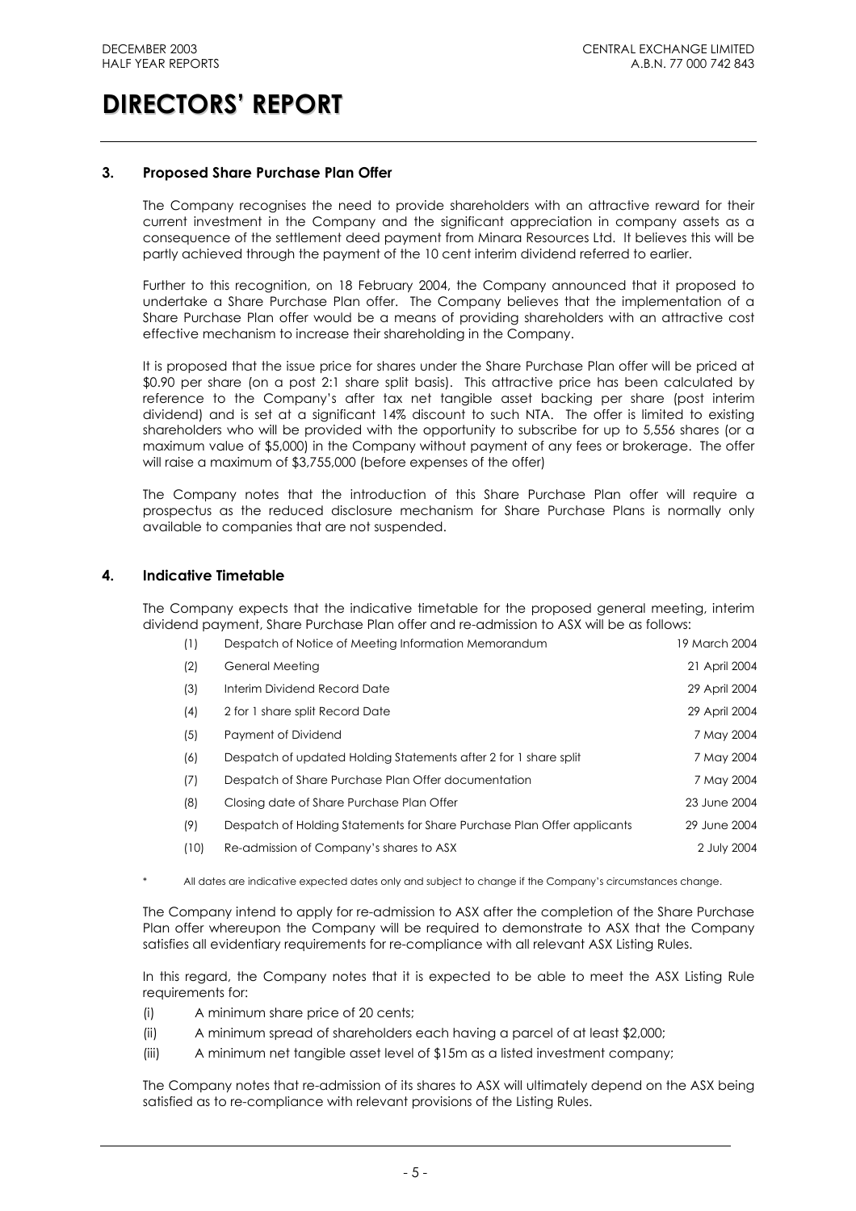# DIRECTORS' REPORT

### 3. Proposed Share Purchase Plan Offer

The Company recognises the need to provide shareholders with an attractive reward for their current investment in the Company and the significant appreciation in company assets as a consequence of the settlement deed payment from Minara Resources Ltd. It believes this will be partly achieved through the payment of the 10 cent interim dividend referred to earlier.

Further to this recognition, on 18 February 2004, the Company announced that it proposed to undertake a Share Purchase Plan offer. The Company believes that the implementation of a Share Purchase Plan offer would be a means of providing shareholders with an attractive cost effective mechanism to increase their shareholding in the Company.

It is proposed that the issue price for shares under the Share Purchase Plan offer will be priced at $0.90 per share (on a post 2:1 share split basis). This attractive price has been calculated by reference to the Company's after tax net tangible asset backing per share (post interim dividend) and is set at a significant 14% discount to such NTA. The offer is limited to existing shareholders who will be provided with the opportunity to subscribe for up to 5,556 shares (or a maximum value of $5,000) in the Company without payment of any fees or brokerage. The offer will raise a maximum of $3,755,000 (before expenses of the offer)

The Company notes that the introduction of this Share Purchase Plan offer will require a prospectus as the reduced disclosure mechanism for Share Purchase Plans is normally only available to companies that are not suspended.

### 4. Indicative Timetable

The Company expects that the indicative timetable for the proposed general meeting, interim dividend payment, Share Purchase Plan offer and re-admission to ASX will be as follows:

| | | |
|---|---|---|
| (1) | Despatch of Notice of Meeting Information Memorandum | 19 March 2004 |
| (2) | General Meeting | 21 April 2004 |
| (3) | Interim Dividend Record Date | 29 April 2004 |
| (4) | 2 for 1 share split Record Date | 29 April 2004 |
| (5) | Payment of Dividend | 7 May 2004 |
| (6) | Despatch of updated Holding Statements after 2 for 1 share split | 7 May 2004 |
| (7) | Despatch of Share Purchase Plan Offer documentation | 7 May 2004 |
| (8) | Closing date of Share Purchase Plan Offer | 23 June 2004 |
| (9) | Despatch of Holding Statements for Share Purchase Plan Offer applicants | 29 June 2004 |
| (10) | Re-admission of Company's shares to ASX | 2 July 2004 |

\* All dates are indicative expected dates only and subject to change if the Company's circumstances change.

The Company intend to apply for re-admission to ASX after the completion of the Share Purchase Plan offer whereupon the Company will be required to demonstrate to ASX that the Company satisfies all evidentiary requirements for re-compliance with all relevant ASX Listing Rules.

In this regard, the Company notes that it is expected to be able to meet the ASX Listing Rule requirements for:

(i) A minimum share price of 20 cents;
(ii) A minimum spread of shareholders each having a parcel of at least $2,000;
(iii) A minimum net tangible asset level of $15m as a listed investment company;

The Company notes that re-admission of its shares to ASX will ultimately depend on the ASX being satisfied as to re-compliance with relevant provisions of the Listing Rules.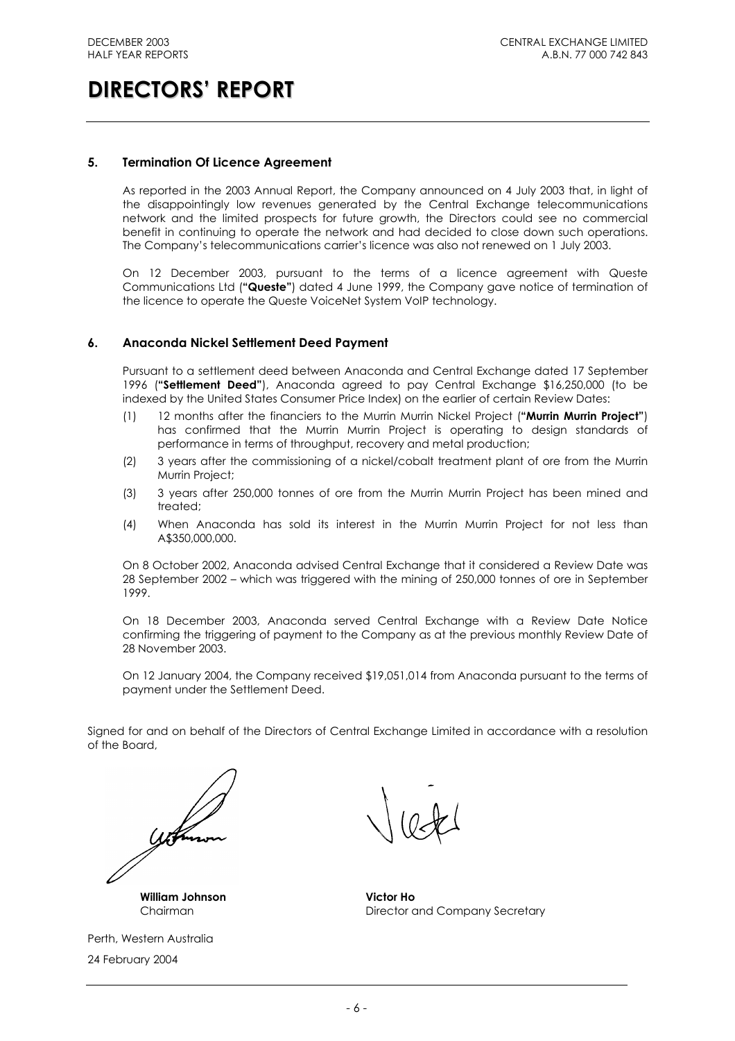# DIRECTORS' REPORT

### 5. Termination Of Licence Agreement

As reported in the 2003 Annual Report, the Company announced on 4 July 2003 that, in light of the disappointingly low revenues generated by the Central Exchange telecommunications network and the limited prospects for future growth, the Directors could see no commercial benefit in continuing to operate the network and had decided to close down such operations. The Company's telecommunications carrier's licence was also not renewed on 1 July 2003.

On 12 December 2003, pursuant to the terms of a licence agreement with Queste Communications Ltd (**"Queste"**) dated 4 June 1999, the Company gave notice of termination of the licence to operate the Queste VoiceNet System VoIP technology.

### 6. Anaconda Nickel Settlement Deed Payment

Pursuant to a settlement deed between Anaconda and Central Exchange dated 17 September 1996 (**"Settlement Deed"**), Anaconda agreed to pay Central Exchange $16,250,000 (to be indexed by the United States Consumer Price Index) on the earlier of certain Review Dates:

(1) 12 months after the financiers to the Murrin Murrin Nickel Project (**"Murrin Murrin Project"**) has confirmed that the Murrin Murrin Project is operating to design standards of performance in terms of throughput, recovery and metal production;

(2) 3 years after the commissioning of a nickel/cobalt treatment plant of ore from the Murrin Murrin Project;

(3) 3 years after 250,000 tonnes of ore from the Murrin Murrin Project has been mined and treated;

(4) When Anaconda has sold its interest in the Murrin Murrin Project for not less than A$350,000,000.

On 8 October 2002, Anaconda advised Central Exchange that it considered a Review Date was 28 September 2002 – which was triggered with the mining of 250,000 tonnes of ore in September 1999.

On 18 December 2003, Anaconda served Central Exchange with a Review Date Notice confirming the triggering of payment to the Company as at the previous monthly Review Date of 28 November 2003.

On 12 January 2004, the Company received $19,051,014 from Anaconda pursuant to the terms of payment under the Settlement Deed.

Signed for and on behalf of the Directors of Central Exchange Limited in accordance with a resolution of the Board,

**William Johnson**
Chairman

**Victor Ho**
Director and Company Secretary

Perth, Western Australia

24 February 2004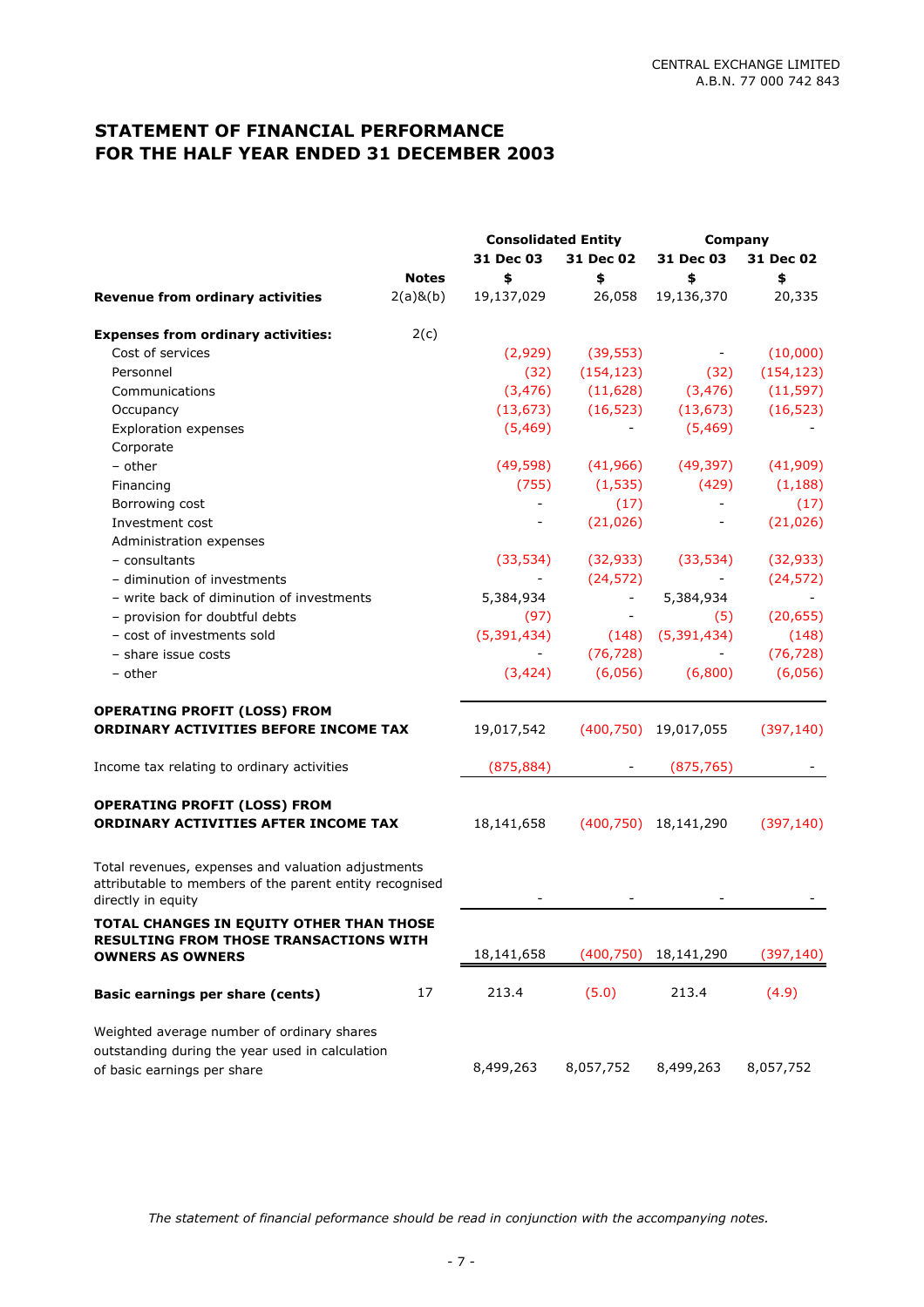CENTRAL EXCHANGE LIMITED
A.B.N. 77 000 742 843

# STATEMENT OF FINANCIAL PERFORMANCE
# FOR THE HALF YEAR ENDED 31 DECEMBER 2003

| | | Consolidated Entity | | Company | |
|---|---|---|---|---|---|
| | | 31 Dec 03 | 31 Dec 02 | 31 Dec 03 | 31 Dec 02 |
| | Notes | $ | $ | $ | $ |
| **Revenue from ordinary activities** | 2(a)&(b) | 19,137,029 | 26,058 | 19,136,370 | 20,335 |
| **Expenses from ordinary activities:** | 2(c) | | | | |
| Cost of services | | (2,929) | (39,553) | - | (10,000) |
| Personnel | | (32) | (154,123) | (32) | (154,123) |
| Communications | | (3,476) | (11,628) | (3,476) | (11,597) |
| Occupancy | | (13,673) | (16,523) | (13,673) | (16,523) |
| Exploration expenses | | (5,469) | - | (5,469) | - |
| Corporate | | | | | |
| – other | | (49,598) | (41,966) | (49,397) | (41,909) |
| Financing | | (755) | (1,535) | (429) | (1,188) |
| Borrowing cost | | - | (17) | - | (17) |
| Investment cost | | - | (21,026) | - | (21,026) |
| Administration expenses | | | | | |
| – consultants | | (33,534) | (32,933) | (33,534) | (32,933) |
| – diminution of investments | | - | (24,572) | - | (24,572) |
| – write back of diminution of investments | | 5,384,934 | - | 5,384,934 | - |
| – provision for doubtful debts | | (97) | - | (5) | (20,655) |
| – cost of investments sold | | (5,391,434) | (148) | (5,391,434) | (148) |
| – share issue costs | | - | (76,728) | - | (76,728) |
| – other | | (3,424) | (6,056) | (6,800) | (6,056) |
| **OPERATING PROFIT (LOSS) FROM ORDINARY ACTIVITIES BEFORE INCOME TAX** | | 19,017,542 | (400,750) | 19,017,055 | (397,140) |
| Income tax relating to ordinary activities | | (875,884) | - | (875,765) | - |
| **OPERATING PROFIT (LOSS) FROM ORDINARY ACTIVITIES AFTER INCOME TAX** | | 18,141,658 | (400,750) | 18,141,290 | (397,140) |
| Total revenues, expenses and valuation adjustments attributable to members of the parent entity recognised directly in equity | | - | - | - | - |
| **TOTAL CHANGES IN EQUITY OTHER THAN THOSE RESULTING FROM THOSE TRANSACTIONS WITH OWNERS AS OWNERS** | | 18,141,658 | (400,750) | 18,141,290 | (397,140) |
| **Basic earnings per share (cents)** | 17 | 213.4 | (5.0) | 213.4 | (4.9) |
| Weighted average number of ordinary shares outstanding during the year used in calculation of basic earnings per share | | 8,499,263 | 8,057,752 | 8,499,263 | 8,057,752 |

*The statement of financial peformance should be read in conjunction with the accompanying notes.*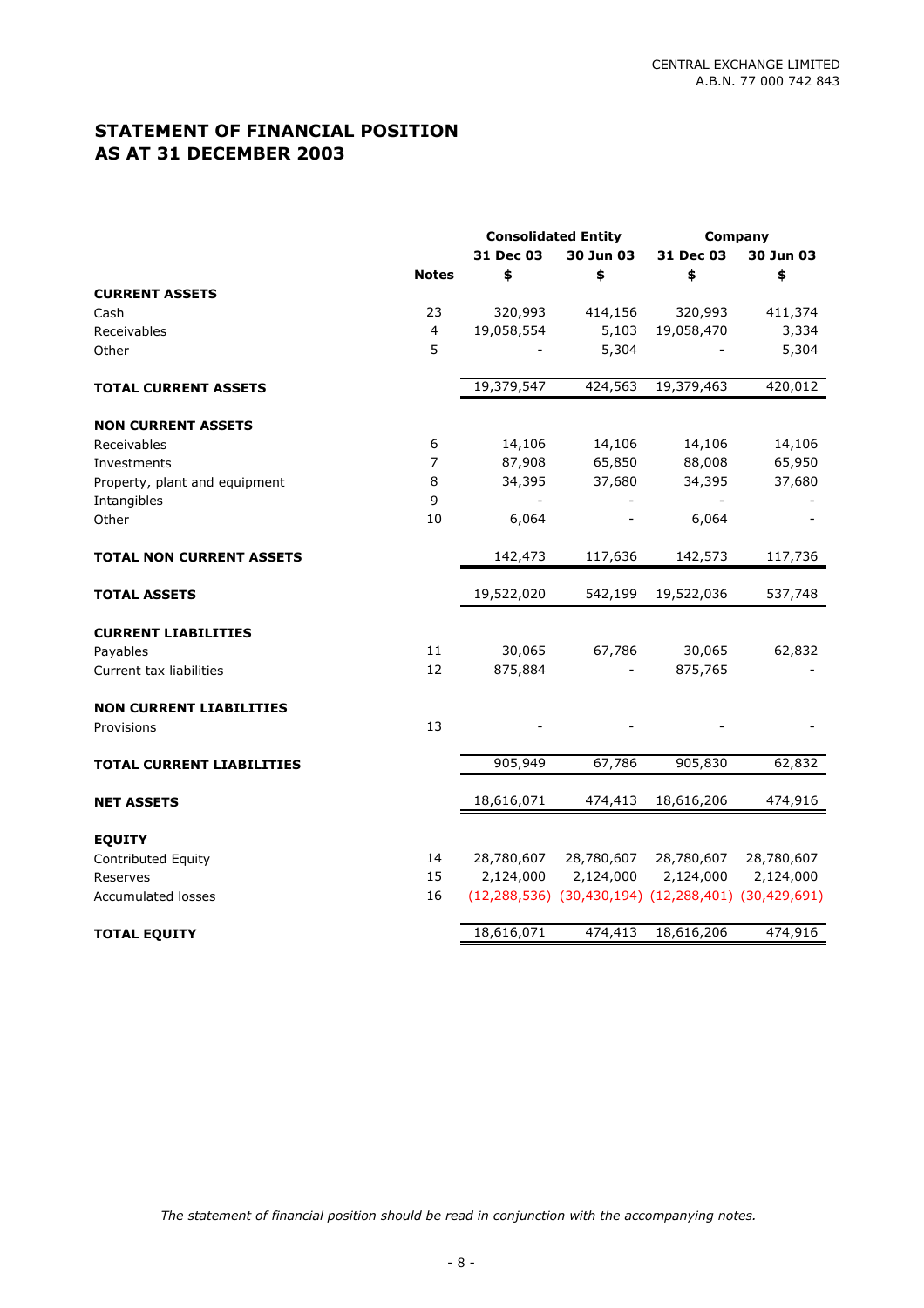CENTRAL EXCHANGE LIMITED
A.B.N. 77 000 742 843

# STATEMENT OF FINANCIAL POSITION
# AS AT 31 DECEMBER 2003

| | Notes | Consolidated Entity | | Company | |
|---|---|---|---|---|---|
| | | 31 Dec 03 | 30 Jun 03 | 31 Dec 03 | 30 Jun 03 |
| | | $ | $ | $ | $ |
| **CURRENT ASSETS** | | | | | |
| Cash | 23 | 320,993 | 414,156 | 320,993 | 411,374 |
| Receivables | 4 | 19,058,554 | 5,103 | 19,058,470 | 3,334 |
| Other | 5 | - | 5,304 | - | 5,304 |
| **TOTAL CURRENT ASSETS** | | 19,379,547 | 424,563 | 19,379,463 | 420,012 |
| **NON CURRENT ASSETS** | | | | | |
| Receivables | 6 | 14,106 | 14,106 | 14,106 | 14,106 |
| Investments | 7 | 87,908 | 65,850 | 88,008 | 65,950 |
| Property, plant and equipment | 8 | 34,395 | 37,680 | 34,395 | 37,680 |
| Intangibles | 9 | - | - | - | - |
| Other | 10 | 6,064 | - | 6,064 | - |
| **TOTAL NON CURRENT ASSETS** | | 142,473 | 117,636 | 142,573 | 117,736 |
| **TOTAL ASSETS** | | 19,522,020 | 542,199 | 19,522,036 | 537,748 |
| **CURRENT LIABILITIES** | | | | | |
| Payables | 11 | 30,065 | 67,786 | 30,065 | 62,832 |
| Current tax liabilities | 12 | 875,884 | - | 875,765 | - |
| **NON CURRENT LIABILITIES** | | | | | |
| Provisions | 13 | - | - | - | - |
| **TOTAL CURRENT LIABILITIES** | | 905,949 | 67,786 | 905,830 | 62,832 |
| **NET ASSETS** | | 18,616,071 | 474,413 | 18,616,206 | 474,916 |
| **EQUITY** | | | | | |
| Contributed Equity | 14 | 28,780,607 | 28,780,607 | 28,780,607 | 28,780,607 |
| Reserves | 15 | 2,124,000 | 2,124,000 | 2,124,000 | 2,124,000 |
| Accumulated losses | 16 | (12,288,536) | (30,430,194) | (12,288,401) | (30,429,691) |
| **TOTAL EQUITY** | | 18,616,071 | 474,413 | 18,616,206 | 474,916 |

*The statement of financial position should be read in conjunction with the accompanying notes.*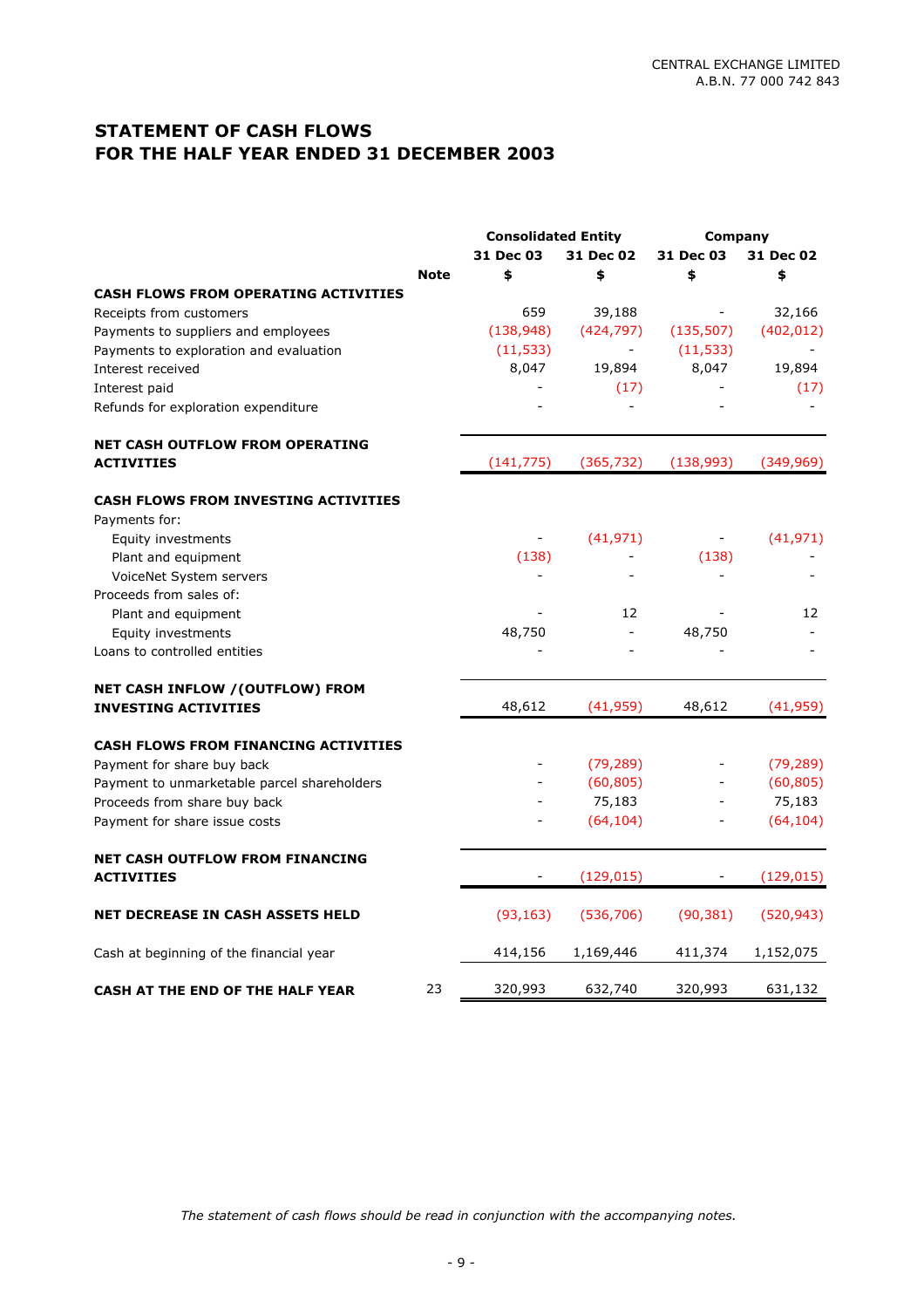CENTRAL EXCHANGE LIMITED
A.B.N. 77 000 742 843

# STATEMENT OF CASH FLOWS
# FOR THE HALF YEAR ENDED 31 DECEMBER 2003

| | Note | Consolidated Entity | | Company | |
|---|---|---|---|---|---|
| | | 31 Dec 03 | 31 Dec 02 | 31 Dec 03 | 31 Dec 02 |
| | | $ | $ | $ | $ |
| **CASH FLOWS FROM OPERATING ACTIVITIES** | | | | | |
| Receipts from customers | | 659 | 39,188 | - | 32,166 |
| Payments to suppliers and employees | | (138,948) | (424,797) | (135,507) | (402,012) |
| Payments to exploration and evaluation | | (11,533) | - | (11,533) | - |
| Interest received | | 8,047 | 19,894 | 8,047 | 19,894 |
| Interest paid | | - | (17) | - | (17) |
| Refunds for exploration expenditure | | - | - | - | - |
| **NET CASH OUTFLOW FROM OPERATING ACTIVITIES** | | (141,775) | (365,732) | (138,993) | (349,969) |
| **CASH FLOWS FROM INVESTING ACTIVITIES** | | | | | |
| Payments for: | | | | | |
| Equity investments | | - | (41,971) | - | (41,971) |
| Plant and equipment | | (138) | - | (138) | - |
| VoiceNet System servers | | - | - | - | - |
| Proceeds from sales of: | | | | | |
| Plant and equipment | | - | 12 | - | 12 |
| Equity investments | | 48,750 | - | 48,750 | - |
| Loans to controlled entities | | - | - | - | - |
| **NET CASH INFLOW /(OUTFLOW) FROM INVESTING ACTIVITIES** | | 48,612 | (41,959) | 48,612 | (41,959) |
| **CASH FLOWS FROM FINANCING ACTIVITIES** | | | | | |
| Payment for share buy back | | - | (79,289) | - | (79,289) |
| Payment to unmarketable parcel shareholders | | - | (60,805) | - | (60,805) |
| Proceeds from share buy back | | - | 75,183 | - | 75,183 |
| Payment for share issue costs | | - | (64,104) | - | (64,104) |
| **NET CASH OUTFLOW FROM FINANCING ACTIVITIES** | | - | (129,015) | - | (129,015) |
| **NET DECREASE IN CASH ASSETS HELD** | | (93,163) | (536,706) | (90,381) | (520,943) |
| Cash at beginning of the financial year | | 414,156 | 1,169,446 | 411,374 | 1,152,075 |
| **CASH AT THE END OF THE HALF YEAR** | 23 | 320,993 | 632,740 | 320,993 | 631,132 |

*The statement of cash flows should be read in conjunction with the accompanying notes.*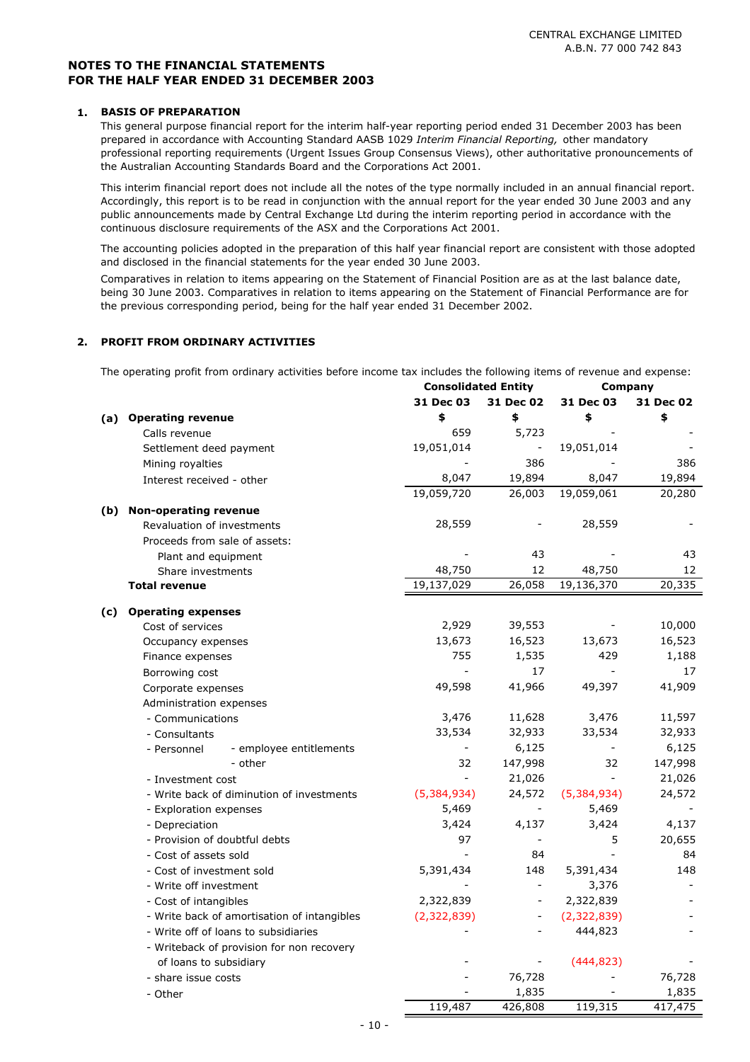CENTRAL EXCHANGE LIMITED
A.B.N. 77 000 742 843

## NOTES TO THE FINANCIAL STATEMENTS FOR THE HALF YEAR ENDED 31 DECEMBER 2003

### 1. BASIS OF PREPARATION

This general purpose financial report for the interim half-year reporting period ended 31 December 2003 has been prepared in accordance with Accounting Standard AASB 1029 *Interim Financial Reporting,* other mandatory professional reporting requirements (Urgent Issues Group Consensus Views), other authoritative pronouncements of the Australian Accounting Standards Board and the Corporations Act 2001.

This interim financial report does not include all the notes of the type normally included in an annual financial report. Accordingly, this report is to be read in conjunction with the annual report for the year ended 30 June 2003 and any public announcements made by Central Exchange Ltd during the interim reporting period in accordance with the continuous disclosure requirements of the ASX and the Corporations Act 2001.

The accounting policies adopted in the preparation of this half year financial report are consistent with those adopted and disclosed in the financial statements for the year ended 30 June 2003.

Comparatives in relation to items appearing on the Statement of Financial Position are as at the last balance date, being 30 June 2003. Comparatives in relation to items appearing on the Statement of Financial Performance are for the previous corresponding period, being for the half year ended 31 December 2002.

### 2. PROFIT FROM ORDINARY ACTIVITIES

The operating profit from ordinary activities before income tax includes the following items of revenue and expense:

| | Consolidated Entity | | Company | |
|---|---|---|---|---|
| | **31 Dec 03** | **31 Dec 02** | **31 Dec 03** | **31 Dec 02** |
| **(a) Operating revenue** | **$** | **$** | **$** | **$** |
| Calls revenue | 659 | 5,723 | - | - |
| Settlement deed payment | 19,051,014 | - | 19,051,014 | - |
| Mining royalties | - | 386 | - | 386 |
| Interest received - other | 8,047 | 19,894 | 8,047 | 19,894 |
| | 19,059,720 | 26,003 | 19,059,061 | 20,280 |
| **(b) Non-operating revenue** | | | | |
| Revaluation of investments | 28,559 | - | 28,559 | - |
| Proceeds from sale of assets: | | | | |
| Plant and equipment | - | 43 | - | 43 |
| Share investments | 48,750 | 12 | 48,750 | 12 |
| **Total revenue** | 19,137,029 | 26,058 | 19,136,370 | 20,335 |
| **(c) Operating expenses** | | | | |
| Cost of services | 2,929 | 39,553 | - | 10,000 |
| Occupancy expenses | 13,673 | 16,523 | 13,673 | 16,523 |
| Finance expenses | 755 | 1,535 | 429 | 1,188 |
| Borrowing cost | - | 17 | - | 17 |
| Corporate expenses | 49,598 | 41,966 | 49,397 | 41,909 |
| Administration expenses | | | | |
| - Communications | 3,476 | 11,628 | 3,476 | 11,597 |
| - Consultants | 33,534 | 32,933 | 33,534 | 32,933 |
| - Personnel - employee entitlements | - | 6,125 | - | 6,125 |
| - other | 32 | 147,998 | 32 | 147,998 |
| - Investment cost | - | 21,026 | - | 21,026 |
| - Write back of diminution of investments | (5,384,934) | 24,572 | (5,384,934) | 24,572 |
| - Exploration expenses | 5,469 | - | 5,469 | - |
| - Depreciation | 3,424 | 4,137 | 3,424 | 4,137 |
| - Provision of doubtful debts | 97 | - | 5 | 20,655 |
| - Cost of assets sold | - | 84 | - | 84 |
| - Cost of investment sold | 5,391,434 | 148 | 5,391,434 | 148 |
| - Write off investment | - | - | 3,376 | - |
| - Cost of intangibles | 2,322,839 | - | 2,322,839 | - |
| - Write back of amortisation of intangibles | (2,322,839) | - | (2,322,839) | - |
| - Write off of loans to subsidiaries | - | - | 444,823 | - |
| - Writeback of provision for non recovery of loans to subsidiary | - | - | (444,823) | - |
| - share issue costs | - | 76,728 | - | 76,728 |
| - Other | - | 1,835 | - | 1,835 |
| | 119,487 | 426,808 | 119,315 | 417,475 |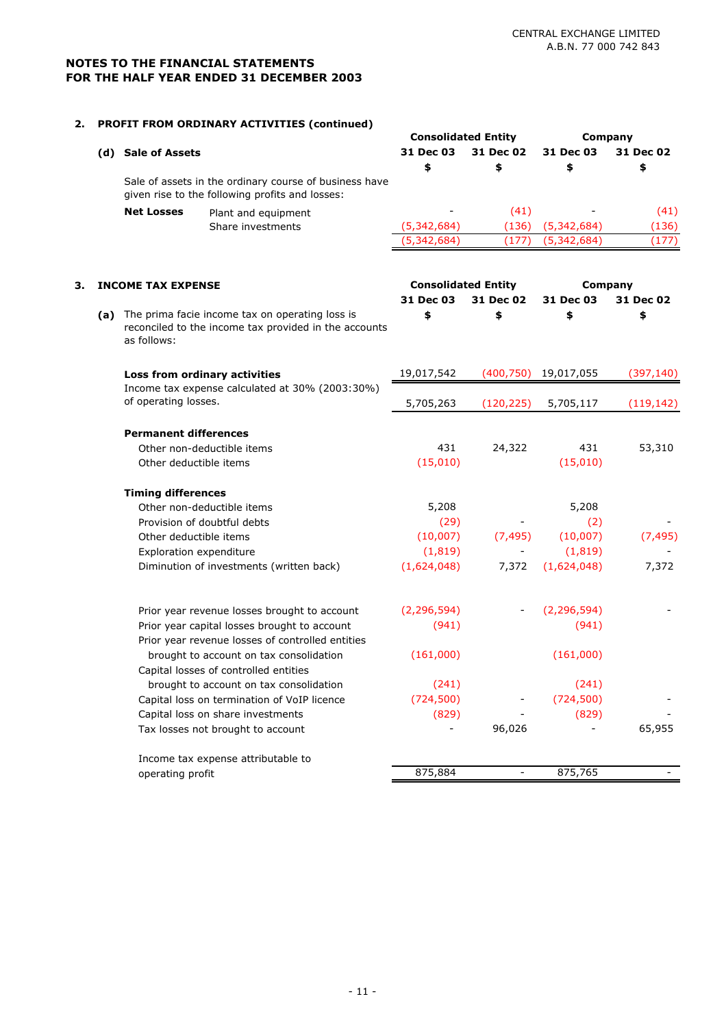## NOTES TO THE FINANCIAL STATEMENTS FOR THE HALF YEAR ENDED 31 DECEMBER 2003

### 2. PROFIT FROM ORDINARY ACTIVITIES (continued)

| (d) Sale of Assets | | Consolidated Entity | | Company | |
|---|---|---|---|---|---|
| | | 31 Dec 03 | 31 Dec 02 | 31 Dec 03 | 31 Dec 02 |
| | | $ | $ | $ | $ |
| Sale of assets in the ordinary course of business have given rise to the following profits and losses: | | | | | |
| **Net Losses** | Plant and equipment | - | (41) | - | (41) |
| | Share investments | (5,342,684) | (136) | (5,342,684) | (136) |
| | | (5,342,684) | (177) | (5,342,684) | (177) |

### 3. INCOME TAX EXPENSE

| | Consolidated Entity | | Company | |
|---|---|---|---|---|
| | 31 Dec 03 | 31 Dec 02 | 31 Dec 03 | 31 Dec 02 |
| **(a)** The prima facie income tax on operating loss is reconciled to the income tax provided in the accounts as follows: | $ | $ | $ | $ |
| **Loss from ordinary activities** | 19,017,542 | (400,750) | 19,017,055 | (397,140) |
| Income tax expense calculated at 30% (2003:30%) of operating losses. | 5,705,263 | (120,225) | 5,705,117 | (119,142) |
| **Permanent differences** | | | | |
| Other non-deductible items | 431 | 24,322 | 431 | 53,310 |
| Other deductible items | (15,010) | | (15,010) | |
| **Timing differences** | | | | |
| Other non-deductible items | 5,208 | | 5,208 | |
| Provision of doubtful debts | (29) | - | (2) | - |
| Other deductible items | (10,007) | (7,495) | (10,007) | (7,495) |
| Exploration expenditure | (1,819) | - | (1,819) | - |
| Diminution of investments (written back) | (1,624,048) | 7,372 | (1,624,048) | 7,372 |
| Prior year revenue losses brought to account | (2,296,594) | - | (2,296,594) | - |
| Prior year capital losses brought to account | (941) | | (941) | |
| Prior year revenue losses of controlled entities brought to account on tax consolidation | (161,000) | | (161,000) | |
| Capital losses of controlled entities brought to account on tax consolidation | (241) | | (241) | |
| Capital loss on termination of VoIP licence | (724,500) | - | (724,500) | - |
| Capital loss on share investments | (829) | - | (829) | - |
| Tax losses not brought to account | - | 96,026 | - | 65,955 |
| Income tax expense attributable to operating profit | 875,884 | - | 875,765 | - |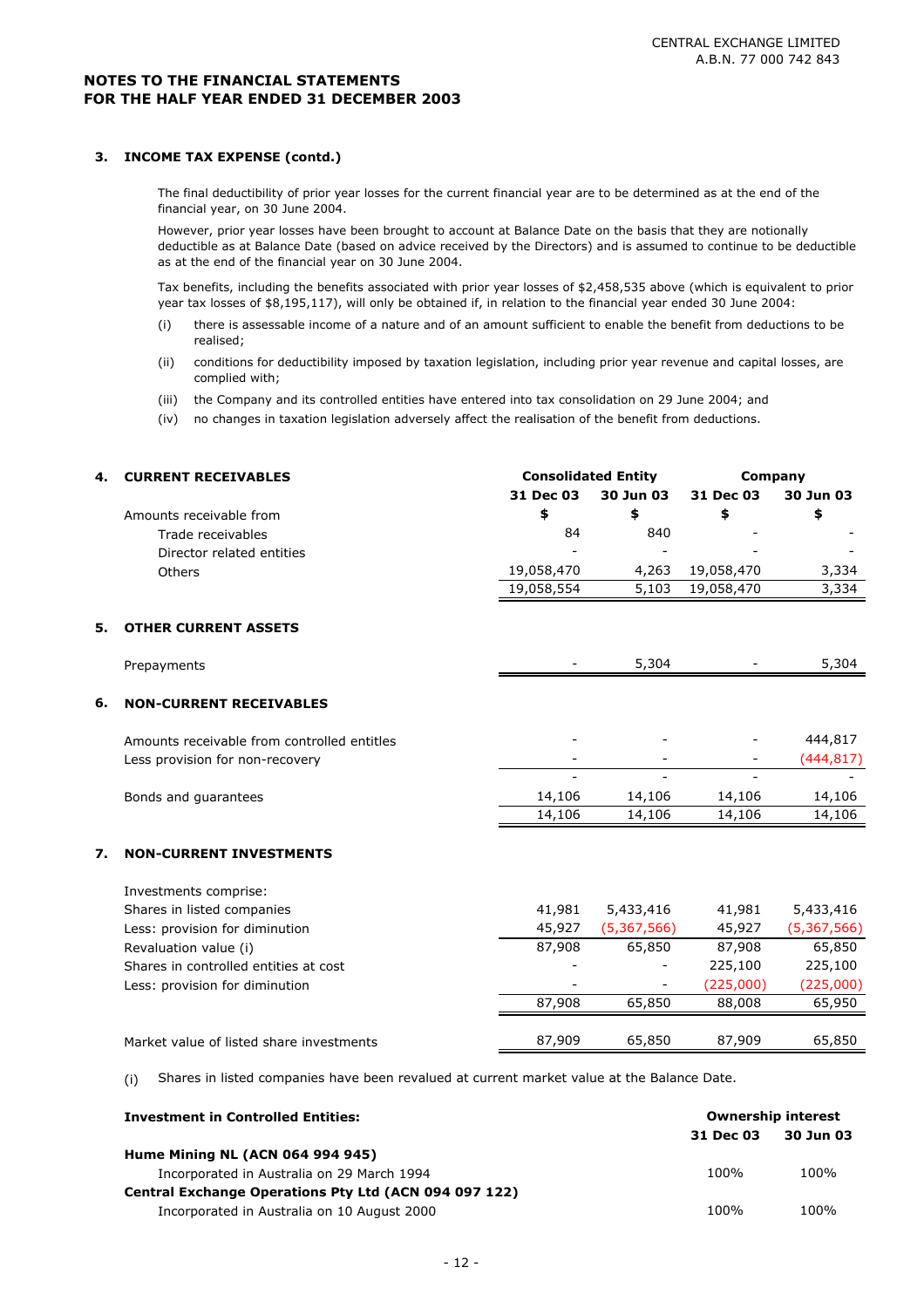CENTRAL EXCHANGE LIMITED
A.B.N. 77 000 742 843

**NOTES TO THE FINANCIAL STATEMENTS**
**FOR THE HALF YEAR ENDED 31 DECEMBER 2003**

### 3. INCOME TAX EXPENSE (contd.)

The final deductibility of prior year losses for the current financial year are to be determined as at the end of the financial year, on 30 June 2004.

However, prior year losses have been brought to account at Balance Date on the basis that they are notionally deductible as at Balance Date (based on advice received by the Directors) and is assumed to continue to be deductible as at the end of the financial year on 30 June 2004.

Tax benefits, including the benefits associated with prior year losses of $2,458,535 above (which is equivalent to prior year tax losses of $8,195,117), will only be obtained if, in relation to the financial year ended 30 June 2004:

(i) there is assessable income of a nature and of an amount sufficient to enable the benefit from deductions to be realised;

(ii) conditions for deductibility imposed by taxation legislation, including prior year revenue and capital losses, are complied with;

(iii) the Company and its controlled entities have entered into tax consolidation on 29 June 2004; and

(iv) no changes in taxation legislation adversely affect the realisation of the benefit from deductions.

| | Consolidated Entity | | Company | |
|---|---|---|---|---|
| | 31 Dec 03 | 30 Jun 03 | 31 Dec 03 | 30 Jun 03 |
| | $ | $ | $ | $ |
| **4. CURRENT RECEIVABLES** | | | | |
| Amounts receivable from | | | | |
| Trade receivables | 84 | 840 | - | - |
| Director related entities | - | - | - | - |
| Others | 19,058,470 | 4,263 | 19,058,470 | 3,334 |
| | 19,058,554 | 5,103 | 19,058,470 | 3,334 |
| **5. OTHER CURRENT ASSETS** | | | | |
| Prepayments | - | 5,304 | - | 5,304 |
| **6. NON-CURRENT RECEIVABLES** | | | | |
| Amounts receivable from controlled entitles | - | - | - | 444,817 |
| Less provision for non-recovery | - | - | - | (444,817) |
| | - | - | - | - |
| Bonds and guarantees | 14,106 | 14,106 | 14,106 | 14,106 |
| | 14,106 | 14,106 | 14,106 | 14,106 |
| **7. NON-CURRENT INVESTMENTS** | | | | |
| Investments comprise: | | | | |
| Shares in listed companies | 41,981 | 5,433,416 | 41,981 | 5,433,416 |
| Less: provision for diminution | 45,927 | (5,367,566) | 45,927 | (5,367,566) |
| Revaluation value (i) | 87,908 | 65,850 | 87,908 | 65,850 |
| Shares in controlled entities at cost | - | - | 225,100 | 225,100 |
| Less: provision for diminution | - | - | (225,000) | (225,000) |
| | 87,908 | 65,850 | 88,008 | 65,950 |
| Market value of listed share investments | 87,909 | 65,850 | 87,909 | 65,850 |

(i) Shares in listed companies have been revalued at current market value at the Balance Date.

| **Investment in Controlled Entities:** | Ownership interest | |
|---|---|---|
| | 31 Dec 03 | 30 Jun 03 |
| **Hume Mining NL (ACN 064 994 945)** | | |
| Incorporated in Australia on 29 March 1994 | 100% | 100% |
| **Central Exchange Operations Pty Ltd (ACN 094 097 122)** | | |
| Incorporated in Australia on 10 August 2000 | 100% | 100% |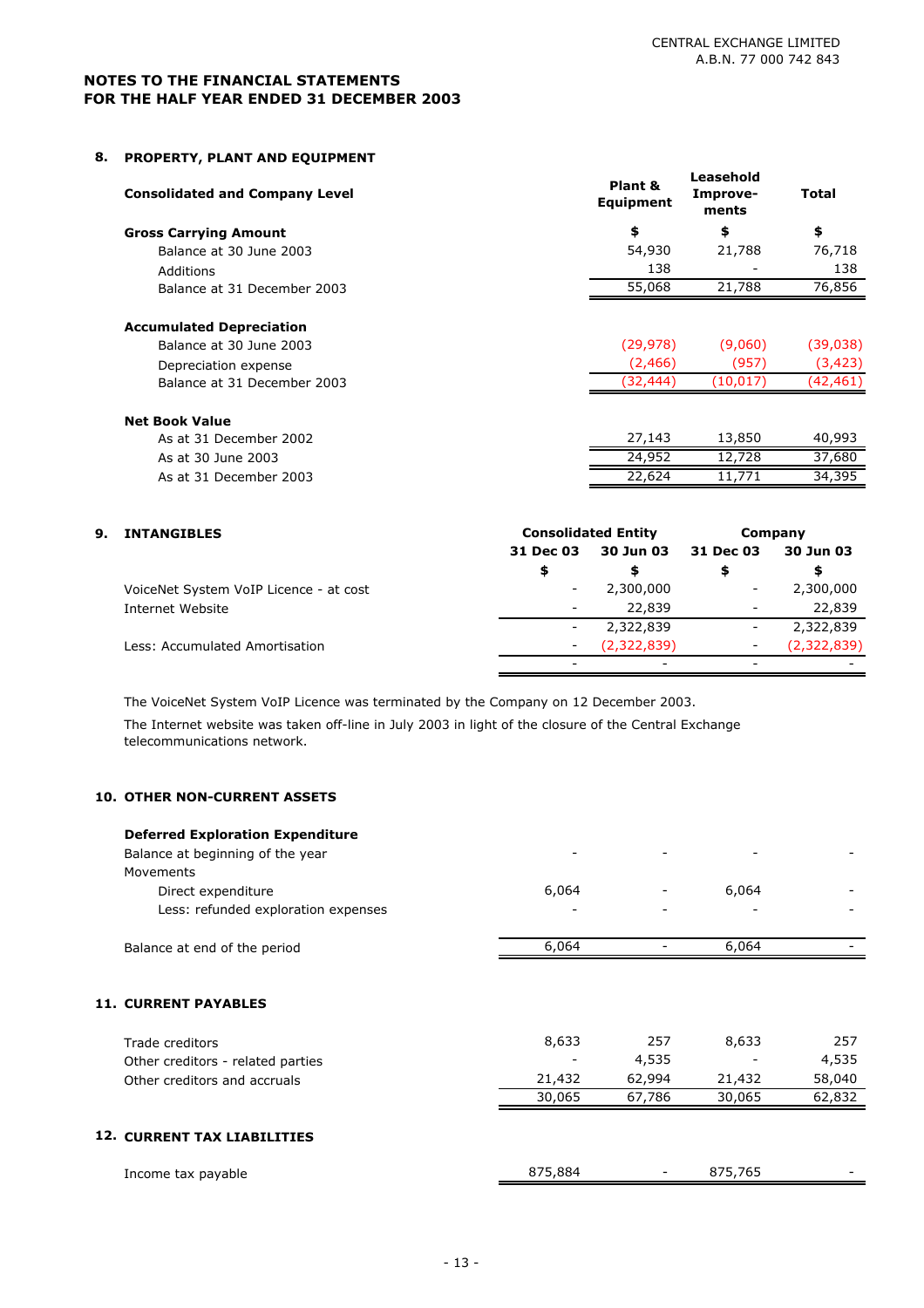# NOTES TO THE FINANCIAL STATEMENTS FOR THE HALF YEAR ENDED 31 DECEMBER 2003

## 8. PROPERTY, PLANT AND EQUIPMENT

| Consolidated and Company Level | Plant & Equipment | Leasehold Improve-ments | Total |
|---|---|---|---|
| **Gross Carrying Amount** | $ | $ | $ |
| Balance at 30 June 2003 | 54,930 | 21,788 | 76,718 |
| Additions | 138 | - | 138 |
| Balance at 31 December 2003 | 55,068 | 21,788 | 76,856 |
| **Accumulated Depreciation** | | | |
| Balance at 30 June 2003 | (29,978) | (9,060) | (39,038) |
| Depreciation expense | (2,466) | (957) | (3,423) |
| Balance at 31 December 2003 | (32,444) | (10,017) | (42,461) |
| **Net Book Value** | | | |
| As at 31 December 2002 | 27,143 | 13,850 | 40,993 |
| As at 30 June 2003 | 24,952 | 12,728 | 37,680 |
| As at 31 December 2003 | 22,624 | 11,771 | 34,395 |

## 9. INTANGIBLES

| | Consolidated Entity | | Company | |
|---|---|---|---|---|
| | 31 Dec 03 | 30 Jun 03 | 31 Dec 03 | 30 Jun 03 |
| | $ | $ | $ | $ |
| VoiceNet System VoIP Licence - at cost | - | 2,300,000 | - | 2,300,000 |
| Internet Website | - | 22,839 | - | 22,839 |
| | - | 2,322,839 | - | 2,322,839 |
| Less: Accumulated Amortisation | - | (2,322,839) | - | (2,322,839) |
| | - | - | - | - |

The VoiceNet System VoIP Licence was terminated by the Company on 12 December 2003.

The Internet website was taken off-line in July 2003 in light of the closure of the Central Exchange telecommunications network.

## 10. OTHER NON-CURRENT ASSETS

| | Consolidated Entity 31 Dec 03 | Consolidated Entity 30 Jun 03 | Company 31 Dec 03 | Company 30 Jun 03 |
|---|---|---|---|---|
| **Deferred Exploration Expenditure** | | | | |
| Balance at beginning of the year | - | - | - | - |
| Movements | | | | |
| Direct expenditure | 6,064 | - | 6,064 | - |
| Less: refunded exploration expenses | - | - | - | - |
| Balance at end of the period | 6,064 | - | 6,064 | - |

## 11. CURRENT PAYABLES

| | Consolidated Entity 31 Dec 03 | Consolidated Entity 30 Jun 03 | Company 31 Dec 03 | Company 30 Jun 03 |
|---|---|---|---|---|
| Trade creditors | 8,633 | 257 | 8,633 | 257 |
| Other creditors - related parties | - | 4,535 | - | 4,535 |
| Other creditors and accruals | 21,432 | 62,994 | 21,432 | 58,040 |
| | 30,065 | 67,786 | 30,065 | 62,832 |

## 12. CURRENT TAX LIABILITIES

| | Consolidated Entity 31 Dec 03 | Consolidated Entity 30 Jun 03 | Company 31 Dec 03 | Company 30 Jun 03 |
|---|---|---|---|---|
| Income tax payable | 875,884 | - | 875,765 | - |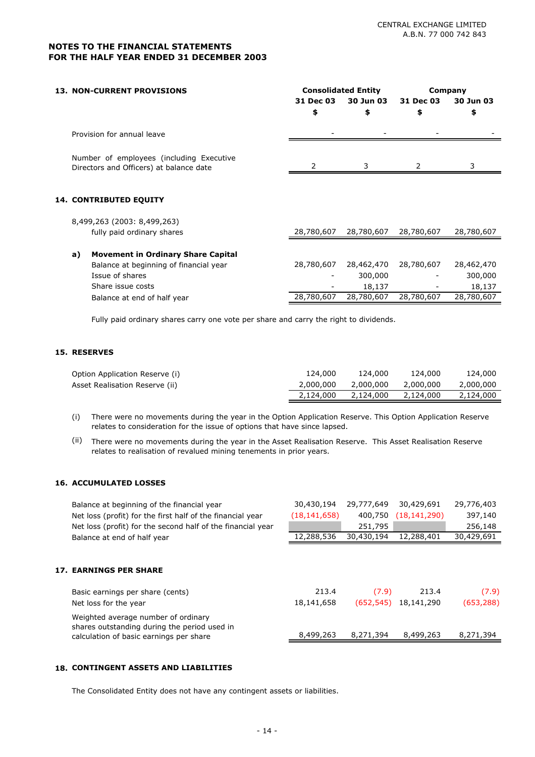CENTRAL EXCHANGE LIMITED
A.B.N. 77 000 742 843

## NOTES TO THE FINANCIAL STATEMENTS FOR THE HALF YEAR ENDED 31 DECEMBER 2003

### 13. NON-CURRENT PROVISIONS

| | Consolidated Entity | | Company | |
|---|---|---|---|---|
| | 31 Dec 03 $ | 30 Jun 03 $ | 31 Dec 03 $ | 30 Jun 03 $ |
| Provision for annual leave | - | - | - | - |
| Number of employees (including Executive Directors and Officers) at balance date | 2 | 3 | 2 | 3 |

### 14. CONTRIBUTED EQUITY

| | Consolidated Entity | | Company | |
|---|---|---|---|---|
| | 31 Dec 03 $ | 30 Jun 03 $ | 31 Dec 03 $ | 30 Jun 03 $ |
| 8,499,263 (2003: 8,499,263) fully paid ordinary shares | 28,780,607 | 28,780,607 | 28,780,607 | 28,780,607 |
| **a) Movement in Ordinary Share Capital** | | | | |
| Balance at beginning of financial year | 28,780,607 | 28,462,470 | 28,780,607 | 28,462,470 |
| Issue of shares | - | 300,000 | - | 300,000 |
| Share issue costs | - | 18,137 | - | 18,137 |
| Balance at end of half year | 28,780,607 | 28,780,607 | 28,780,607 | 28,780,607 |

Fully paid ordinary shares carry one vote per share and carry the right to dividends.

### 15. RESERVES

| | Consolidated Entity | | Company | |
|---|---|---|---|---|
| | 31 Dec 03 $ | 30 Jun 03 $ | 31 Dec 03 $ | 30 Jun 03 $ |
| Option Application Reserve (i) | 124,000 | 124,000 | 124,000 | 124,000 |
| Asset Realisation Reserve (ii) | 2,000,000 | 2,000,000 | 2,000,000 | 2,000,000 |
| | 2,124,000 | 2,124,000 | 2,124,000 | 2,124,000 |

(i) There were no movements during the year in the Option Application Reserve. This Option Application Reserve relates to consideration for the issue of options that have since lapsed.

(ii) There were no movements during the year in the Asset Realisation Reserve. This Asset Realisation Reserve relates to realisation of revalued mining tenements in prior years.

### 16. ACCUMULATED LOSSES

| | Consolidated Entity | | Company | |
|---|---|---|---|---|
| | 31 Dec 03 $ | 30 Jun 03 $ | 31 Dec 03 $ | 30 Jun 03 $ |
| Balance at beginning of the financial year | 30,430,194 | 29,777,649 | 30,429,691 | 29,776,403 |
| Net loss (profit) for the first half of the financial year | (18,141,658) | 400,750 | (18,141,290) | 397,140 |
| Net loss (profit) for the second half of the financial year | | 251,795 | | 256,148 |
| Balance at end of half year | 12,288,536 | 30,430,194 | 12,288,401 | 30,429,691 |

### 17. EARNINGS PER SHARE

| | Consolidated Entity | | Company | |
|---|---|---|---|---|
| | 31 Dec 03 | 30 Jun 03 | 31 Dec 03 | 30 Jun 03 |
| Basic earnings per share (cents) | 213.4 | (7.9) | 213.4 | (7.9) |
| Net loss for the year | 18,141,658 | (652,545) | 18,141,290 | (653,288) |
| Weighted average number of ordinary shares outstanding during the period used in calculation of basic earnings per share | 8,499,263 | 8,271,394 | 8,499,263 | 8,271,394 |

### 18. CONTINGENT ASSETS AND LIABILITIES

The Consolidated Entity does not have any contingent assets or liabilities.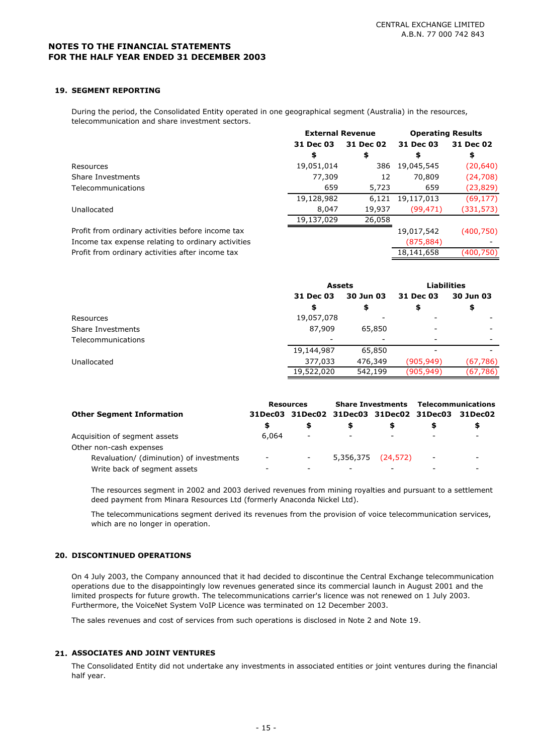## NOTES TO THE FINANCIAL STATEMENTS
## FOR THE HALF YEAR ENDED 31 DECEMBER 2003

### 19. SEGMENT REPORTING

During the period, the Consolidated Entity operated in one geographical segment (Australia) in the resources, telecommunication and share investment sectors.

| | External Revenue | | Operating Results | |
|---|---|---|---|---|
| | 31 Dec 03 | 31 Dec 02 | 31 Dec 03 | 31 Dec 02 |
| | $ | $ | $ | $ |
| Resources | 19,051,014 | 386 | 19,045,545 | (20,640) |
| Share Investments | 77,309 | 12 | 70,809 | (24,708) |
| Telecommunications | 659 | 5,723 | 659 | (23,829) |
| | 19,128,982 | 6,121 | 19,117,013 | (69,177) |
| Unallocated | 8,047 | 19,937 | (99,471) | (331,573) |
| | 19,137,029 | 26,058 | | |
| Profit from ordinary activities before income tax | | | 19,017,542 | (400,750) |
| Income tax expense relating to ordinary activities | | | (875,884) | - |
| Profit from ordinary activities after income tax | | | 18,141,658 | (400,750) |

| | Assets | | Liabilities | |
|---|---|---|---|---|
| | 31 Dec 03 | 30 Jun 03 | 31 Dec 03 | 30 Jun 03 |
| | $ | $ | $ | $ |
| Resources | 19,057,078 | - | - | - |
| Share Investments | 87,909 | 65,850 | - | - |
| Telecommunications | - | - | - | - |
| | 19,144,987 | 65,850 | - | - |
| Unallocated | 377,033 | 476,349 | (905,949) | (67,786) |
| | 19,522,020 | 542,199 | (905,949) | (67,786) |

| Other Segment Information | Resources | | Share Investments | | Telecommunications | |
|---|---|---|---|---|---|---|
| | 31Dec03 | 31Dec02 | 31Dec03 | 31Dec02 | 31Dec03 | 31Dec02 |
| | $ | $ | $ | $ | $ | $ |
| Acquisition of segment assets | 6,064 | - | - | - | - | - |
| Other non-cash expenses | | | | | | |
| Revaluation/ (diminution) of investments | - | - | 5,356,375 | (24,572) | - | - |
| Write back of segment assets | - | - | - | - | - | - |

The resources segment in 2002 and 2003 derived revenues from mining royalties and pursuant to a settlement deed payment from Minara Resources Ltd (formerly Anaconda Nickel Ltd).

The telecommunications segment derived its revenues from the provision of voice telecommunication services, which are no longer in operation.

### 20. DISCONTINUED OPERATIONS

On 4 July 2003, the Company announced that it had decided to discontinue the Central Exchange telecommunication operations due to the disappointingly low revenues generated since its commercial launch in August 2001 and the limited prospects for future growth. The telecommunications carrier's licence was not renewed on 1 July 2003. Furthermore, the VoiceNet System VoIP Licence was terminated on 12 December 2003.

The sales revenues and cost of services from such operations is disclosed in Note 2 and Note 19.

### 21. ASSOCIATES AND JOINT VENTURES

The Consolidated Entity did not undertake any investments in associated entities or joint ventures during the financial half year.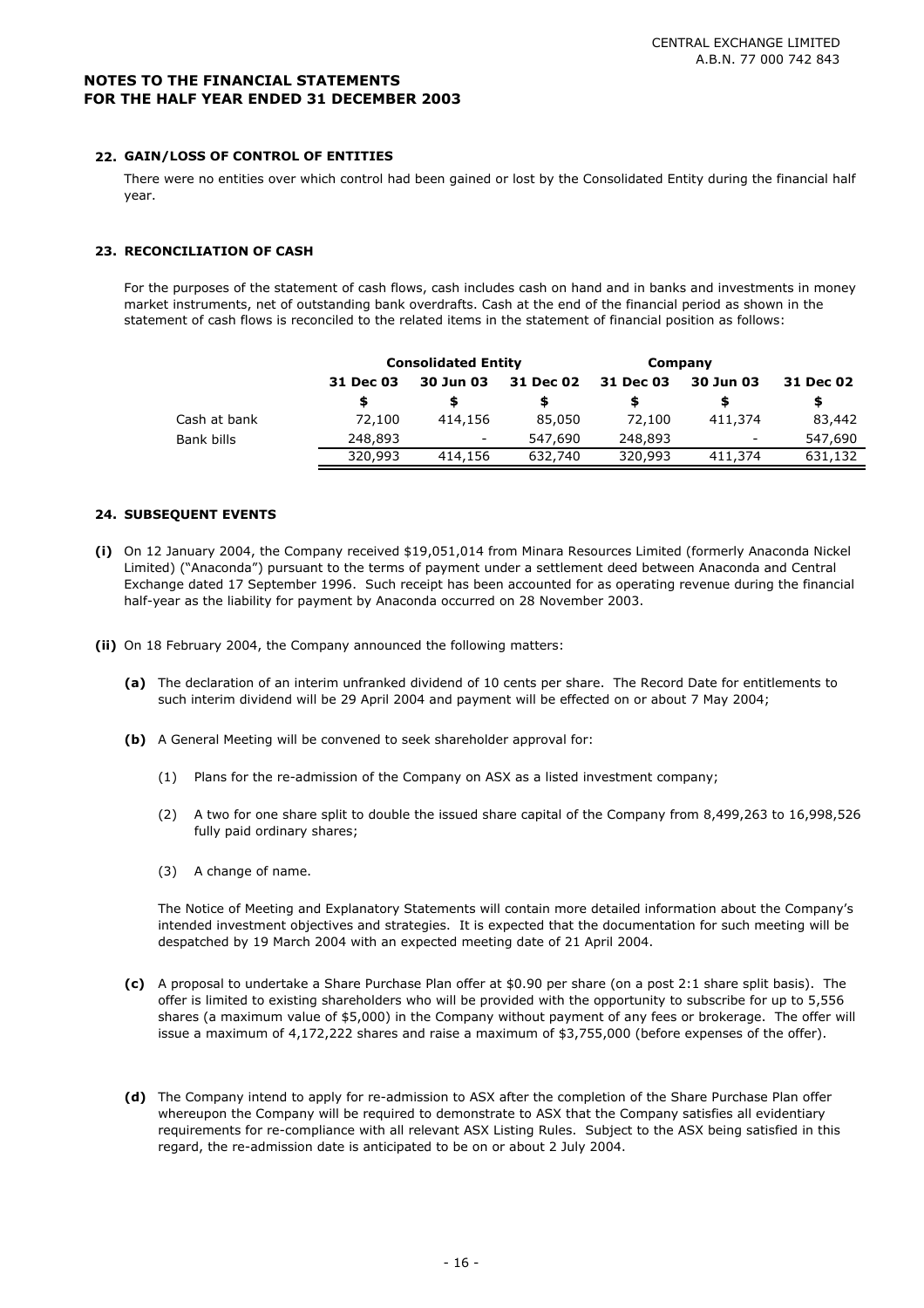CENTRAL EXCHANGE LIMITED
A.B.N. 77 000 742 843

## NOTES TO THE FINANCIAL STATEMENTS FOR THE HALF YEAR ENDED 31 DECEMBER 2003

### 22. GAIN/LOSS OF CONTROL OF ENTITIES

There were no entities over which control had been gained or lost by the Consolidated Entity during the financial half year.

### 23. RECONCILIATION OF CASH

For the purposes of the statement of cash flows, cash includes cash on hand and in banks and investments in money market instruments, net of outstanding bank overdrafts. Cash at the end of the financial period as shown in the statement of cash flows is reconciled to the related items in the statement of financial position as follows:

| | Consolidated Entity | | | Company | | |
|---|---|---|---|---|---|---|
| | 31 Dec 03 | 30 Jun 03 | 31 Dec 02 | 31 Dec 03 | 30 Jun 03 | 31 Dec 02 |
| | $ | $ | $ | $ | $ | $ |
| Cash at bank | 72,100 | 414,156 | 85,050 | 72,100 | 411,374 | 83,442 |
| Bank bills | 248,893 | - | 547,690 | 248,893 | - | 547,690 |
| | 320,993 | 414,156 | 632,740 | 320,993 | 411,374 | 631,132 |

### 24. SUBSEQUENT EVENTS

**(i)** On 12 January 2004, the Company received $19,051,014 from Minara Resources Limited (formerly Anaconda Nickel Limited) ("Anaconda") pursuant to the terms of payment under a settlement deed between Anaconda and Central Exchange dated 17 September 1996. Such receipt has been accounted for as operating revenue during the financial half-year as the liability for payment by Anaconda occurred on 28 November 2003.

**(ii)** On 18 February 2004, the Company announced the following matters:

**(a)** The declaration of an interim unfranked dividend of 10 cents per share. The Record Date for entitlements to such interim dividend will be 29 April 2004 and payment will be effected on or about 7 May 2004;

**(b)** A General Meeting will be convened to seek shareholder approval for:

(1) Plans for the re-admission of the Company on ASX as a listed investment company;

(2) A two for one share split to double the issued share capital of the Company from 8,499,263 to 16,998,526 fully paid ordinary shares;

(3) A change of name.

The Notice of Meeting and Explanatory Statements will contain more detailed information about the Company's intended investment objectives and strategies. It is expected that the documentation for such meeting will be despatched by 19 March 2004 with an expected meeting date of 21 April 2004.

**(c)** A proposal to undertake a Share Purchase Plan offer at $0.90 per share (on a post 2:1 share split basis). The offer is limited to existing shareholders who will be provided with the opportunity to subscribe for up to 5,556 shares (a maximum value of $5,000) in the Company without payment of any fees or brokerage. The offer will issue a maximum of 4,172,222 shares and raise a maximum of $3,755,000 (before expenses of the offer).

**(d)** The Company intend to apply for re-admission to ASX after the completion of the Share Purchase Plan offer whereupon the Company will be required to demonstrate to ASX that the Company satisfies all evidentiary requirements for re-compliance with all relevant ASX Listing Rules. Subject to the ASX being satisfied in this regard, the re-admission date is anticipated to be on or about 2 July 2004.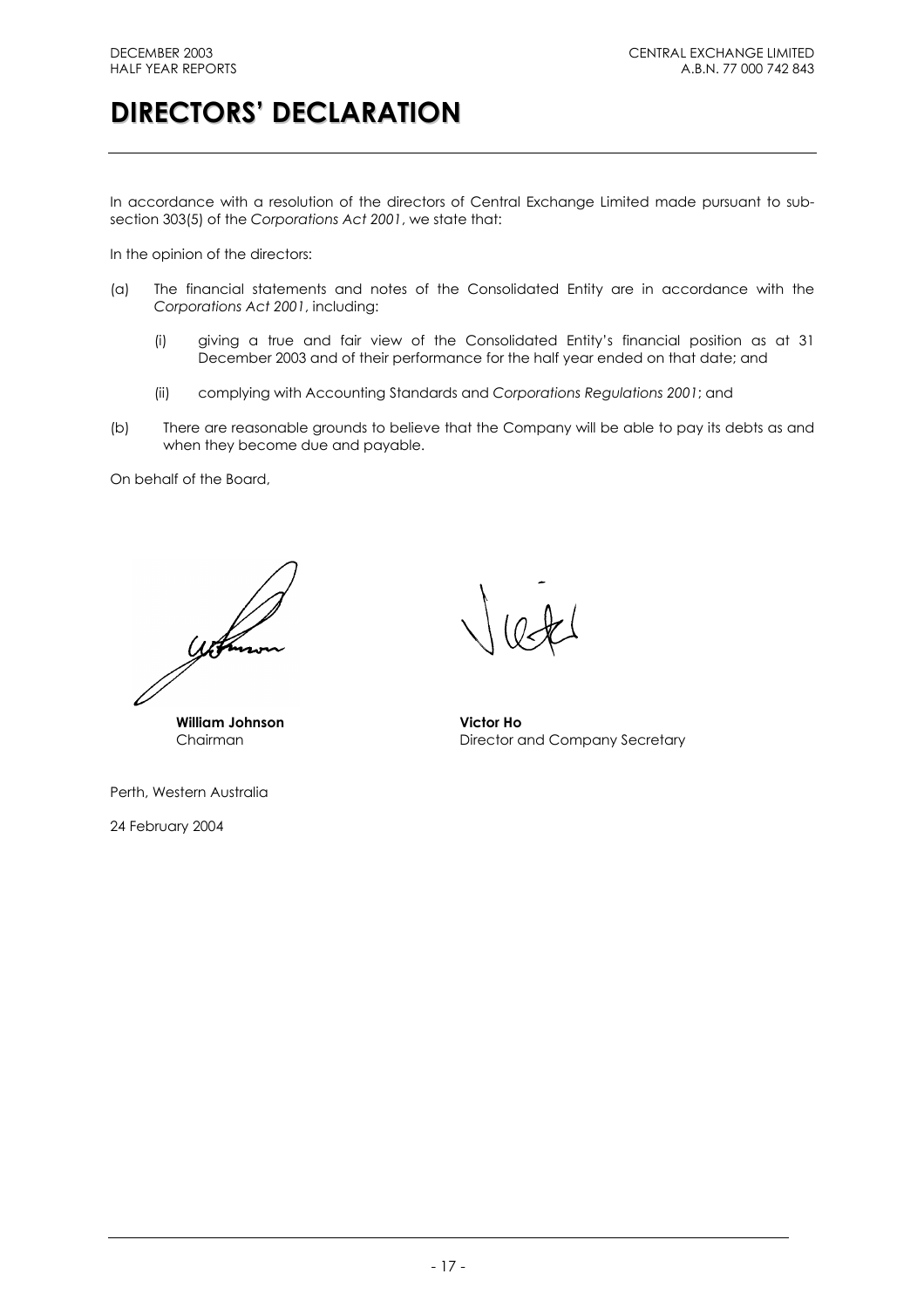# DIRECTORS' DECLARATION

In accordance with a resolution of the directors of Central Exchange Limited made pursuant to sub-section 303(5) of the *Corporations Act 2001*, we state that:

In the opinion of the directors:

(a) The financial statements and notes of the Consolidated Entity are in accordance with the *Corporations Act 2001*, including:

   (i) giving a true and fair view of the Consolidated Entity's financial position as at 31 December 2003 and of their performance for the half year ended on that date; and

   (ii) complying with Accounting Standards and *Corporations Regulations 2001*; and

(b) There are reasonable grounds to believe that the Company will be able to pay its debts as and when they become due and payable.

On behalf of the Board,

**William Johnson**
Chairman

**Victor Ho**
Director and Company Secretary

Perth, Western Australia

24 February 2004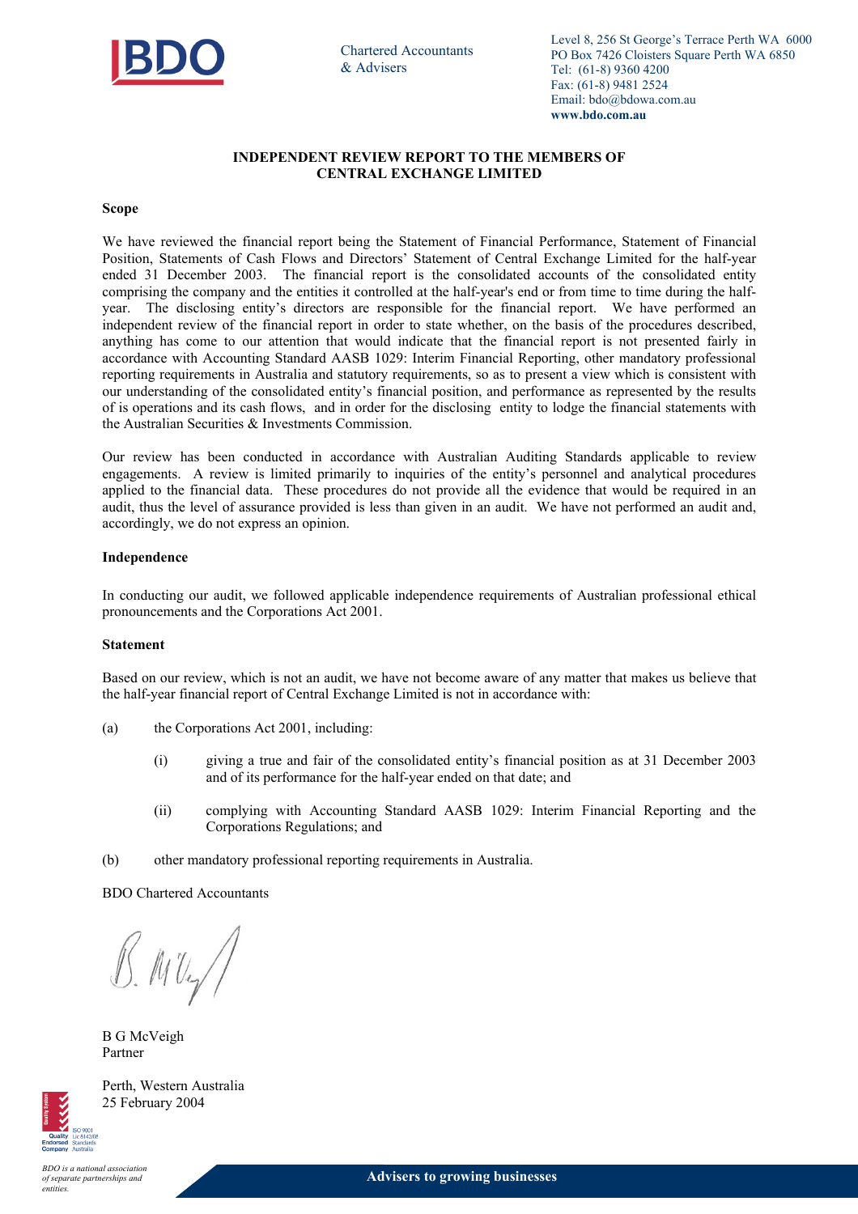BDO

Chartered Accountants
& Advisers

Level 8, 256 St George's Terrace Perth WA 6000
PO Box 7426 Cloisters Square Perth WA 6850
Tel: (61-8) 9360 4200
Fax: (61-8) 9481 2524
Email: bdo@bdowa.com.au
**www.bdo.com.au**

## INDEPENDENT REVIEW REPORT TO THE MEMBERS OF CENTRAL EXCHANGE LIMITED

### Scope

We have reviewed the financial report being the Statement of Financial Performance, Statement of Financial Position, Statements of Cash Flows and Directors' Statement of Central Exchange Limited for the half-year ended 31 December 2003. The financial report is the consolidated accounts of the consolidated entity comprising the company and the entities it controlled at the half-year's end or from time to time during the half-year. The disclosing entity's directors are responsible for the financial report. We have performed an independent review of the financial report in order to state whether, on the basis of the procedures described, anything has come to our attention that would indicate that the financial report is not presented fairly in accordance with Accounting Standard AASB 1029: Interim Financial Reporting, other mandatory professional reporting requirements in Australia and statutory requirements, so as to present a view which is consistent with our understanding of the consolidated entity's financial position, and performance as represented by the results of is operations and its cash flows, and in order for the disclosing entity to lodge the financial statements with the Australian Securities & Investments Commission.

Our review has been conducted in accordance with Australian Auditing Standards applicable to review engagements. A review is limited primarily to inquiries of the entity's personnel and analytical procedures applied to the financial data. These procedures do not provide all the evidence that would be required in an audit, thus the level of assurance provided is less than given in an audit. We have not performed an audit and, accordingly, we do not express an opinion.

### Independence

In conducting our audit, we followed applicable independence requirements of Australian professional ethical pronouncements and the Corporations Act 2001.

### Statement

Based on our review, which is not an audit, we have not become aware of any matter that makes us believe that the half-year financial report of Central Exchange Limited is not in accordance with:

(a) the Corporations Act 2001, including:

  (i) giving a true and fair of the consolidated entity's financial position as at 31 December 2003 and of its performance for the half-year ended on that date; and

  (ii) complying with Accounting Standard AASB 1029: Interim Financial Reporting and the Corporations Regulations; and

(b) other mandatory professional reporting requirements in Australia.

BDO Chartered Accountants

B G McVeigh
Partner

Perth, Western Australia
25 February 2004

*BDO is a national association of separate partnerships and entities.*

**Advisers to growing businesses**